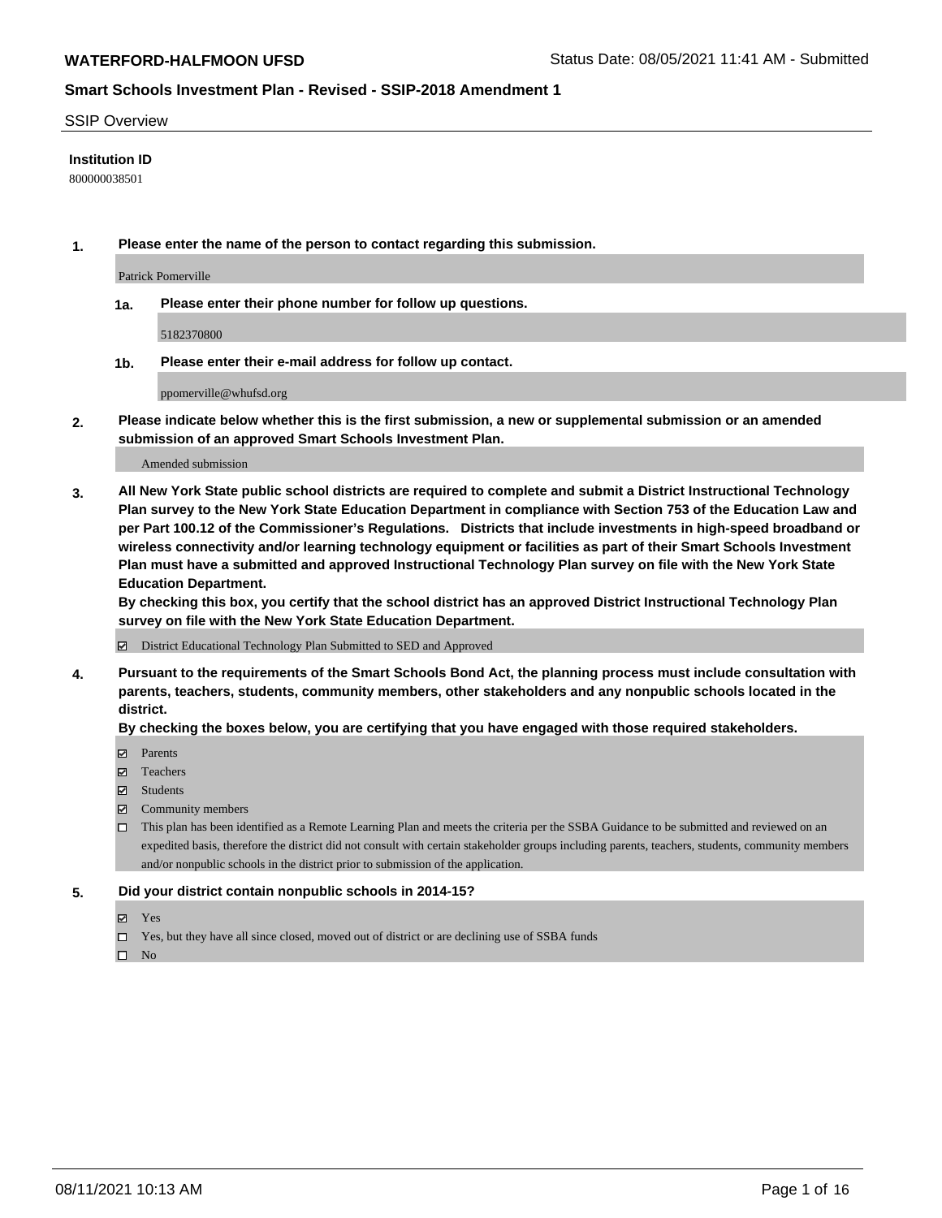**WATERFORD-HALFMOON UFSD** Status Date: 08/05/2021 11:41 AM - Submitted

## Smart Schools Investment Plan - Revised - SSIP-2018 Amendment 1

SSIP Overview

**Institution ID**

800000038501

**1. Please enter the name of the person to contact regarding this submission.**

Patrick Pomerville

**1a. Please enter their phone number for follow up questions.**

5182370800

**1b. Please enter their e-mail address for follow up contact.**

ppomerville@whufsd.org

**2. Please indicate below whether this is the first submission, a new or supplemental submission or an amended submission of an approved Smart Schools Investment Plan.**

Amended submission

**3. All New York State public school districts are required to complete and submit a District Instructional Technology Plan survey to the New York State Education Department in compliance with Section 753 of the Education Law and per Part 100.12 of the Commissioner's Regulations. Districts that include investments in high-speed broadband or wireless connectivity and/or learning technology equipment or facilities as part of their Smart Schools Investment Plan must have a submitted and approved Instructional Technology Plan survey on file with the New York State Education Department.**

**By checking this box, you certify that the school district has an approved District Instructional Technology Plan survey on file with the New York State Education Department.**

- ☑ District Educational Technology Plan Submitted to SED and Approved

**4. Pursuant to the requirements of the Smart Schools Bond Act, the planning process must include consultation with parents, teachers, students, community members, other stakeholders and any nonpublic schools located in the district.**

**By checking the boxes below, you are certifying that you have engaged with those required stakeholders.**

- ☑ Parents
- ☑ Teachers
- ☑ Students
- ☑ Community members
- ☐ This plan has been identified as a Remote Learning Plan and meets the criteria per the SSBA Guidance to be submitted and reviewed on an expedited basis, therefore the district did not consult with certain stakeholder groups including parents, teachers, students, community members and/or nonpublic schools in the district prior to submission of the application.

**5. Did your district contain nonpublic schools in 2014-15?**

- ☑ Yes
- ☐ Yes, but they have all since closed, moved out of district or are declining use of SSBA funds
- ☐ No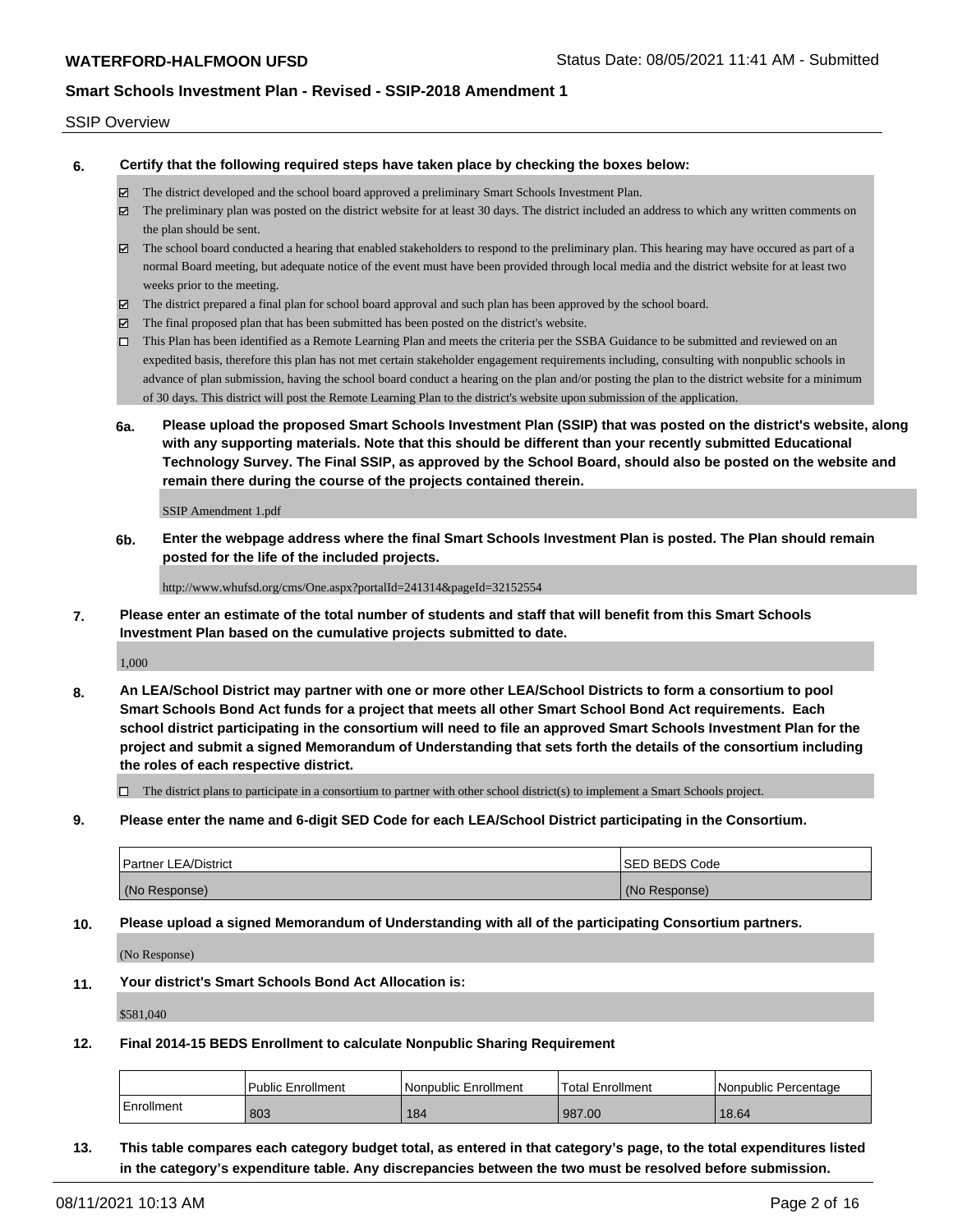SSIP Overview

**6. Certify that the following required steps have taken place by checking the boxes below:**

- ☑ The district developed and the school board approved a preliminary Smart Schools Investment Plan.
- ☑ The preliminary plan was posted on the district website for at least 30 days. The district included an address to which any written comments on the plan should be sent.
- ☑ The school board conducted a hearing that enabled stakeholders to respond to the preliminary plan. This hearing may have occured as part of a normal Board meeting, but adequate notice of the event must have been provided through local media and the district website for at least two weeks prior to the meeting.
- ☑ The district prepared a final plan for school board approval and such plan has been approved by the school board.
- ☑ The final proposed plan that has been submitted has been posted on the district's website.
- ☐ This Plan has been identified as a Remote Learning Plan and meets the criteria per the SSBA Guidance to be submitted and reviewed on an expedited basis, therefore this plan has not met certain stakeholder engagement requirements including, consulting with nonpublic schools in advance of plan submission, having the school board conduct a hearing on the plan and/or posting the plan to the district website for a minimum of 30 days. This district will post the Remote Learning Plan to the district's website upon submission of the application.

**6a. Please upload the proposed Smart Schools Investment Plan (SSIP) that was posted on the district's website, along with any supporting materials. Note that this should be different than your recently submitted Educational Technology Survey. The Final SSIP, as approved by the School Board, should also be posted on the website and remain there during the course of the projects contained therein.**

SSIP Amendment 1.pdf

**6b. Enter the webpage address where the final Smart Schools Investment Plan is posted. The Plan should remain posted for the life of the included projects.**

http://www.whufsd.org/cms/One.aspx?portalId=241314&pageId=32152554

**7. Please enter an estimate of the total number of students and staff that will benefit from this Smart Schools Investment Plan based on the cumulative projects submitted to date.**

1,000

**8. An LEA/School District may partner with one or more other LEA/School Districts to form a consortium to pool Smart Schools Bond Act funds for a project that meets all other Smart School Bond Act requirements. Each school district participating in the consortium will need to file an approved Smart Schools Investment Plan for the project and submit a signed Memorandum of Understanding that sets forth the details of the consortium including the roles of each respective district.**

- ☐ The district plans to participate in a consortium to partner with other school district(s) to implement a Smart Schools project.

**9. Please enter the name and 6-digit SED Code for each LEA/School District participating in the Consortium.**

| Partner LEA/District | SED BEDS Code |
|---|---|
| (No Response) | (No Response) |

**10. Please upload a signed Memorandum of Understanding with all of the participating Consortium partners.**

(No Response)

**11. Your district's Smart Schools Bond Act Allocation is:**

$581,040

**12. Final 2014-15 BEDS Enrollment to calculate Nonpublic Sharing Requirement**

| | Public Enrollment | Nonpublic Enrollment | Total Enrollment | Nonpublic Percentage |
|---|---|---|---|---|
| Enrollment | 803 | 184 | 987.00 | 18.64 |

**13. This table compares each category budget total, as entered in that category's page, to the total expenditures listed in the category's expenditure table. Any discrepancies between the two must be resolved before submission.**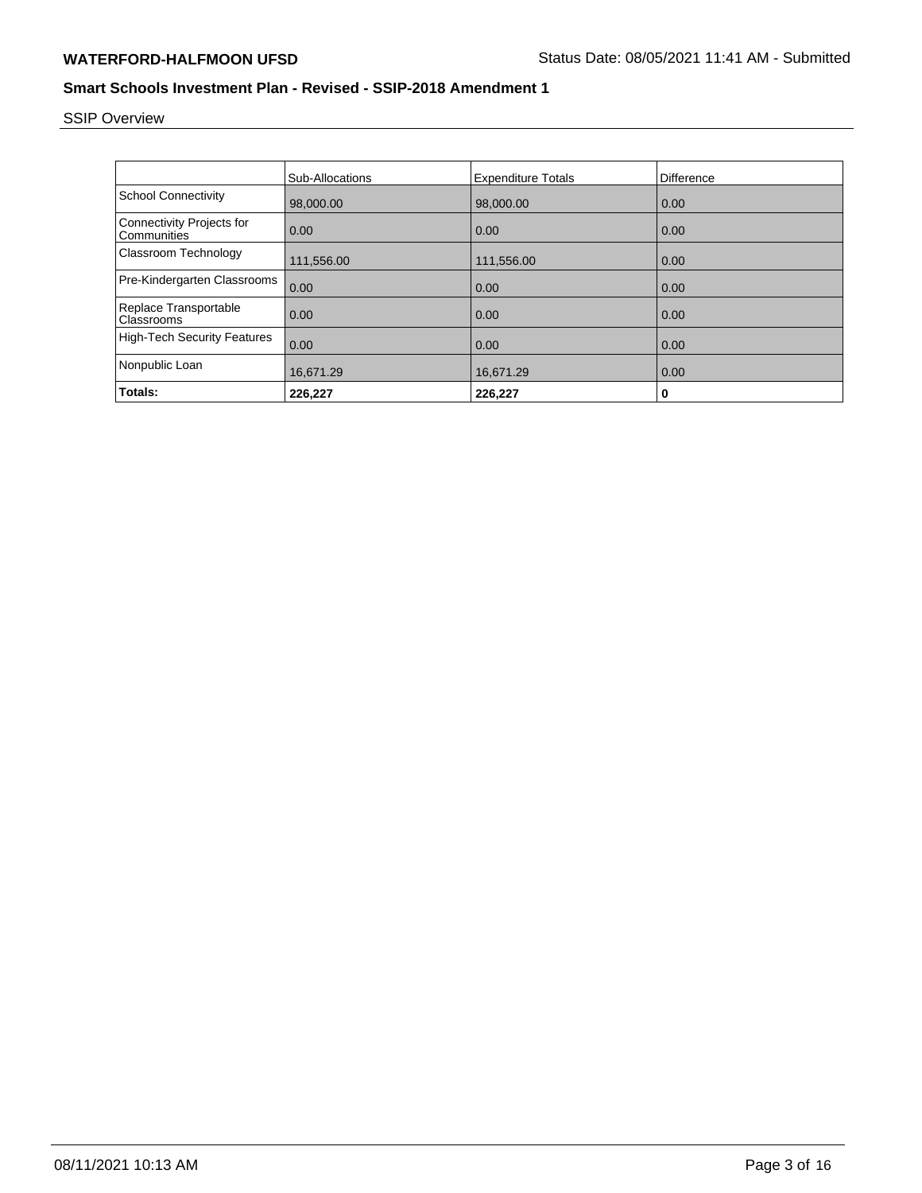# WATERFORD-HALFMOON UFSD

Status Date: 08/05/2021 11:41 AM - Submitted

## Smart Schools Investment Plan - Revised - SSIP-2018 Amendment 1

SSIP Overview

| | Sub-Allocations | Expenditure Totals | Difference |
|---|---|---|---|
| School Connectivity | 98,000.00 | 98,000.00 | 0.00 |
| Connectivity Projects for Communities | 0.00 | 0.00 | 0.00 |
| Classroom Technology | 111,556.00 | 111,556.00 | 0.00 |
| Pre-Kindergarten Classrooms | 0.00 | 0.00 | 0.00 |
| Replace Transportable Classrooms | 0.00 | 0.00 | 0.00 |
| High-Tech Security Features | 0.00 | 0.00 | 0.00 |
| Nonpublic Loan | 16,671.29 | 16,671.29 | 0.00 |
| **Totals:** | **226,227** | **226,227** | **0** |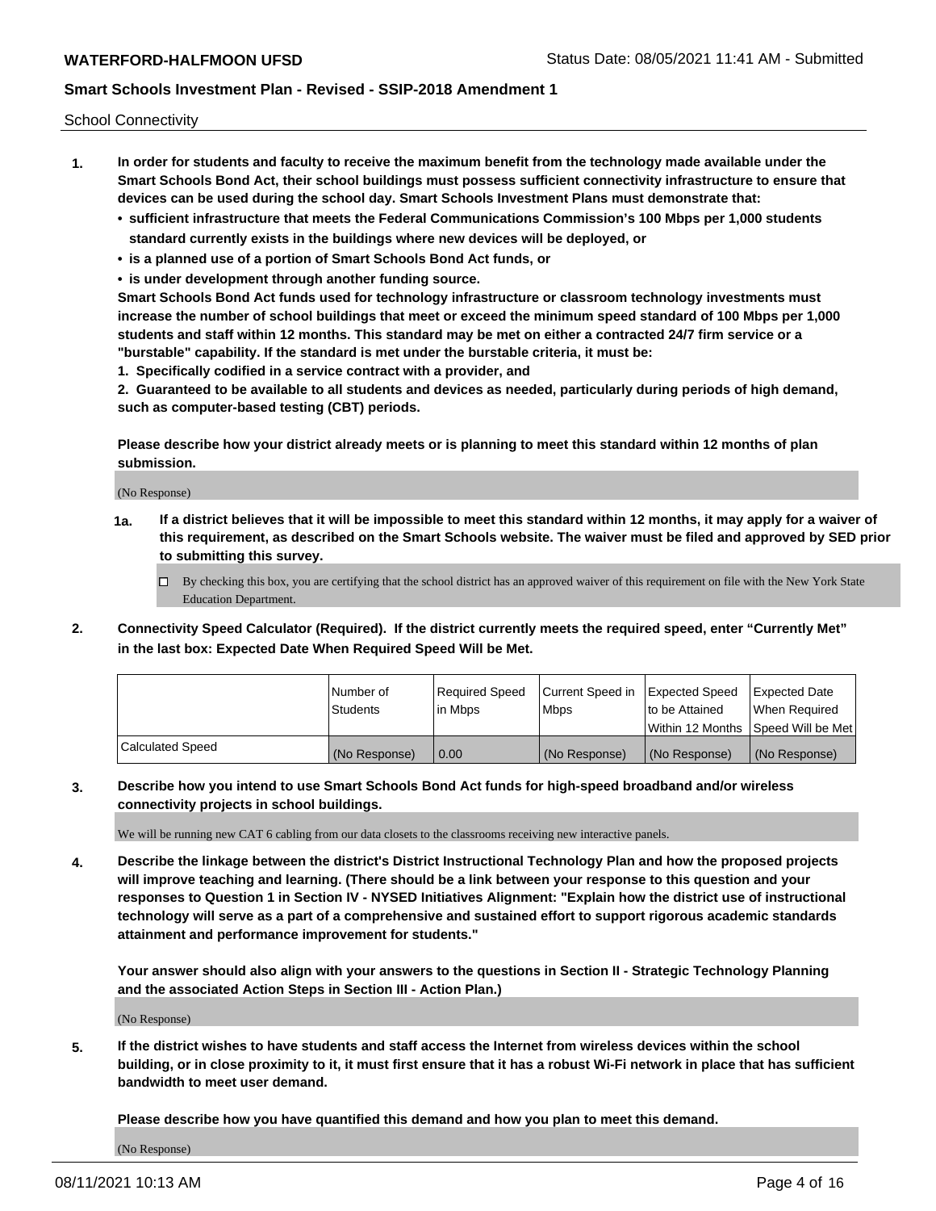School Connectivity

1. **In order for students and faculty to receive the maximum benefit from the technology made available under the Smart Schools Bond Act, their school buildings must possess sufficient connectivity infrastructure to ensure that devices can be used during the school day. Smart Schools Investment Plans must demonstrate that:**
   - **sufficient infrastructure that meets the Federal Communications Commission's 100 Mbps per 1,000 students standard currently exists in the buildings where new devices will be deployed, or**
   - **is a planned use of a portion of Smart Schools Bond Act funds, or**
   - **is under development through another funding source.**

   **Smart Schools Bond Act funds used for technology infrastructure or classroom technology investments must increase the number of school buildings that meet or exceed the minimum speed standard of 100 Mbps per 1,000 students and staff within 12 months. This standard may be met on either a contracted 24/7 firm service or a "burstable" capability. If the standard is met under the burstable criteria, it must be:**

   **1. Specifically codified in a service contract with a provider, and**

   **2. Guaranteed to be available to all students and devices as needed, particularly during periods of high demand, such as computer-based testing (CBT) periods.**

   **Please describe how your district already meets or is planning to meet this standard within 12 months of plan submission.**

   (No Response)

   **1a. If a district believes that it will be impossible to meet this standard within 12 months, it may apply for a waiver of this requirement, as described on the Smart Schools website. The waiver must be filed and approved by SED prior to submitting this survey.**

   ☐ By checking this box, you are certifying that the school district has an approved waiver of this requirement on file with the New York State Education Department.

2. **Connectivity Speed Calculator (Required). If the district currently meets the required speed, enter "Currently Met" in the last box: Expected Date When Required Speed Will be Met.**

| | Number of Students | Required Speed in Mbps | Current Speed in Mbps | Expected Speed to be Attained Within 12 Months | Expected Date When Required Speed Will be Met |
|---|---|---|---|---|---|
| Calculated Speed | (No Response) | 0.00 | (No Response) | (No Response) | (No Response) |

3. **Describe how you intend to use Smart Schools Bond Act funds for high-speed broadband and/or wireless connectivity projects in school buildings.**

   We will be running new CAT 6 cabling from our data closets to the classrooms receiving new interactive panels.

4. **Describe the linkage between the district's District Instructional Technology Plan and how the proposed projects will improve teaching and learning. (There should be a link between your response to this question and your responses to Question 1 in Section IV - NYSED Initiatives Alignment: "Explain how the district use of instructional technology will serve as a part of a comprehensive and sustained effort to support rigorous academic standards attainment and performance improvement for students."**

   **Your answer should also align with your answers to the questions in Section II - Strategic Technology Planning and the associated Action Steps in Section III - Action Plan.)**

   (No Response)

5. **If the district wishes to have students and staff access the Internet from wireless devices within the school building, or in close proximity to it, it must first ensure that it has a robust Wi-Fi network in place that has sufficient bandwidth to meet user demand.**

   **Please describe how you have quantified this demand and how you plan to meet this demand.**

   (No Response)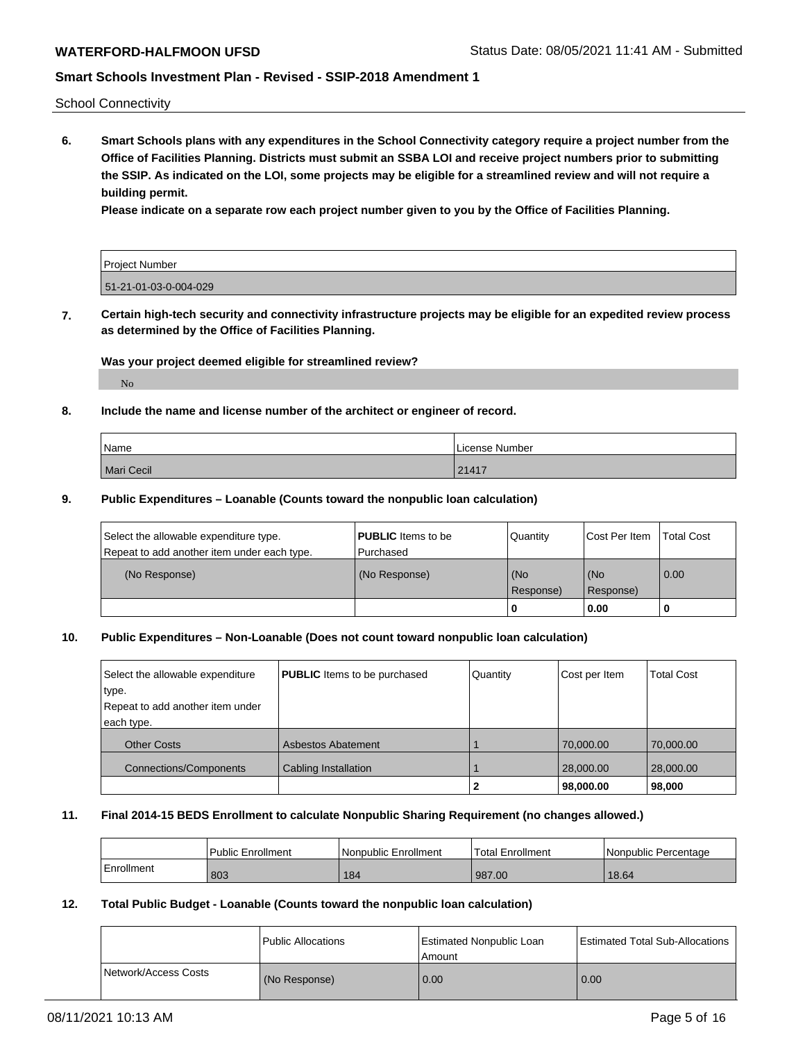School Connectivity

**6. Smart Schools plans with any expenditures in the School Connectivity category require a project number from the Office of Facilities Planning. Districts must submit an SSBA LOI and receive project numbers prior to submitting the SSIP. As indicated on the LOI, some projects may be eligible for a streamlined review and will not require a building permit.**

**Please indicate on a separate row each project number given to you by the Office of Facilities Planning.**

| Project Number |
|---|
| 51-21-01-03-0-004-029 |

**7. Certain high-tech security and connectivity infrastructure projects may be eligible for an expedited review process as determined by the Office of Facilities Planning.**

**Was your project deemed eligible for streamlined review?**

No

**8. Include the name and license number of the architect or engineer of record.**

| Name | License Number |
|---|---|
| Mari Cecil | 21417 |

**9. Public Expenditures – Loanable (Counts toward the nonpublic loan calculation)**

| Select the allowable expenditure type. Repeat to add another item under each type. | **PUBLIC** Items to be Purchased | Quantity | Cost Per Item | Total Cost |
|---|---|---|---|---|
| (No Response) | (No Response) | (No Response) | (No Response) | 0.00 |
| | | 0 | 0.00 | 0 |

**10. Public Expenditures – Non-Loanable (Does not count toward nonpublic loan calculation)**

| Select the allowable expenditure type. Repeat to add another item under each type. | **PUBLIC** Items to be purchased | Quantity | Cost per Item | Total Cost |
|---|---|---|---|---|
| Other Costs | Asbestos Abatement | 1 | 70,000.00 | 70,000.00 |
| Connections/Components | Cabling Installation | 1 | 28,000.00 | 28,000.00 |
| | | 2 | 98,000.00 | 98,000 |

**11. Final 2014-15 BEDS Enrollment to calculate Nonpublic Sharing Requirement (no changes allowed.)**

| | Public Enrollment | Nonpublic Enrollment | Total Enrollment | Nonpublic Percentage |
|---|---|---|---|---|
| Enrollment | 803 | 184 | 987.00 | 18.64 |

**12. Total Public Budget - Loanable (Counts toward the nonpublic loan calculation)**

| | Public Allocations | Estimated Nonpublic Loan Amount | Estimated Total Sub-Allocations |
|---|---|---|---|
| Network/Access Costs | (No Response) | 0.00 | 0.00 |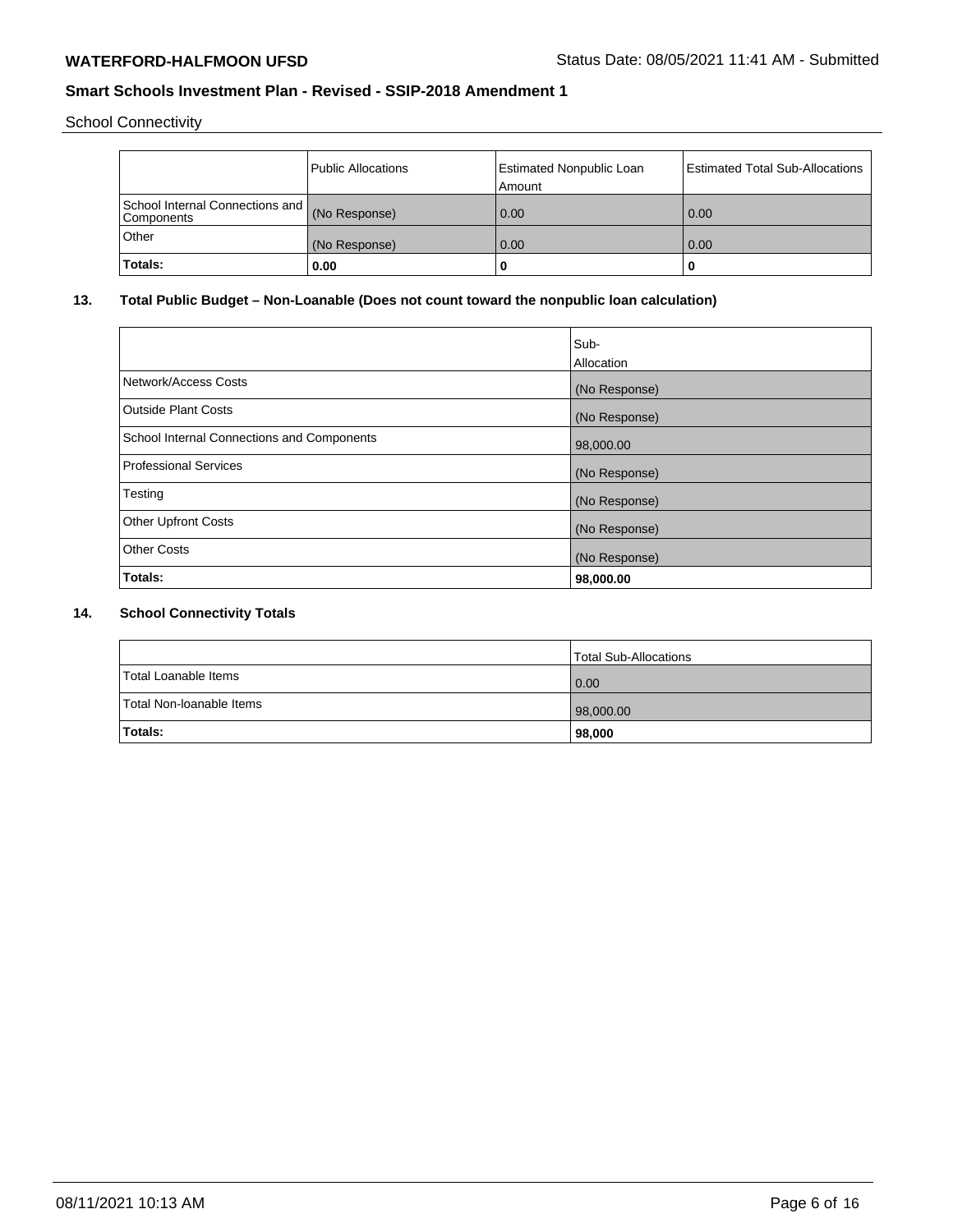School Connectivity

| | Public Allocations | Estimated Nonpublic Loan Amount | Estimated Total Sub-Allocations |
|---|---|---|---|
| School Internal Connections and Components | (No Response) | 0.00 | 0.00 |
| Other | (No Response) | 0.00 | 0.00 |
| **Totals:** | **0.00** | **0** | **0** |

**13. Total Public Budget – Non-Loanable (Does not count toward the nonpublic loan calculation)**

| | Sub-Allocation |
|---|---|
| Network/Access Costs | (No Response) |
| Outside Plant Costs | (No Response) |
| School Internal Connections and Components | 98,000.00 |
| Professional Services | (No Response) |
| Testing | (No Response) |
| Other Upfront Costs | (No Response) |
| Other Costs | (No Response) |
| **Totals:** | **98,000.00** |

**14. School Connectivity Totals**

| | Total Sub-Allocations |
|---|---|
| Total Loanable Items | 0.00 |
| Total Non-loanable Items | 98,000.00 |
| **Totals:** | **98,000** |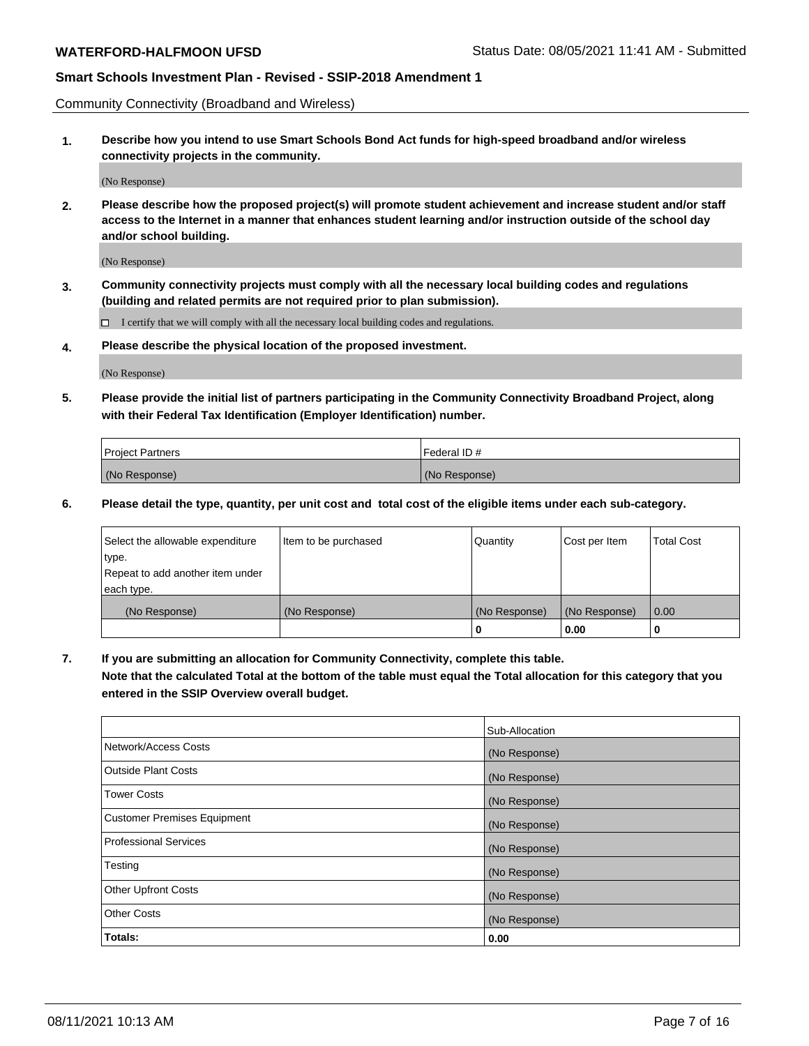Community Connectivity (Broadband and Wireless)

**1. Describe how you intend to use Smart Schools Bond Act funds for high-speed broadband and/or wireless connectivity projects in the community.**

(No Response)

**2. Please describe how the proposed project(s) will promote student achievement and increase student and/or staff access to the Internet in a manner that enhances student learning and/or instruction outside of the school day and/or school building.**

(No Response)

**3. Community connectivity projects must comply with all the necessary local building codes and regulations (building and related permits are not required prior to plan submission).**

☐ I certify that we will comply with all the necessary local building codes and regulations.

**4. Please describe the physical location of the proposed investment.**

(No Response)

**5. Please provide the initial list of partners participating in the Community Connectivity Broadband Project, along with their Federal Tax Identification (Employer Identification) number.**

| Project Partners | Federal ID # |
|---|---|
| (No Response) | (No Response) |

**6. Please detail the type, quantity, per unit cost and total cost of the eligible items under each sub-category.**

| Select the allowable expenditure type. Repeat to add another item under each type. | Item to be purchased | Quantity | Cost per Item | Total Cost |
|---|---|---|---|---|
| (No Response) | (No Response) | (No Response) | (No Response) | 0.00 |
| | | **0** | **0.00** | **0** |

**7. If you are submitting an allocation for Community Connectivity, complete this table. Note that the calculated Total at the bottom of the table must equal the Total allocation for this category that you entered in the SSIP Overview overall budget.**

| | Sub-Allocation |
|---|---|
| Network/Access Costs | (No Response) |
| Outside Plant Costs | (No Response) |
| Tower Costs | (No Response) |
| Customer Premises Equipment | (No Response) |
| Professional Services | (No Response) |
| Testing | (No Response) |
| Other Upfront Costs | (No Response) |
| Other Costs | (No Response) |
| **Totals:** | **0.00** |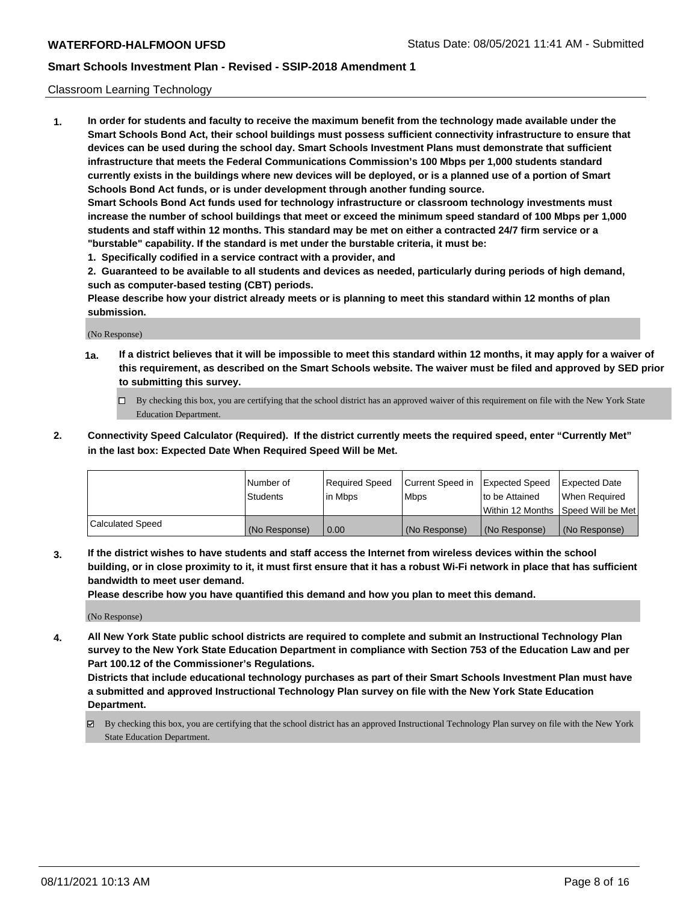Classroom Learning Technology

1. **In order for students and faculty to receive the maximum benefit from the technology made available under the Smart Schools Bond Act, their school buildings must possess sufficient connectivity infrastructure to ensure that devices can be used during the school day. Smart Schools Investment Plans must demonstrate that sufficient infrastructure that meets the Federal Communications Commission's 100 Mbps per 1,000 students standard currently exists in the buildings where new devices will be deployed, or is a planned use of a portion of Smart Schools Bond Act funds, or is under development through another funding source.**

   **Smart Schools Bond Act funds used for technology infrastructure or classroom technology investments must increase the number of school buildings that meet or exceed the minimum speed standard of 100 Mbps per 1,000 students and staff within 12 months. This standard may be met on either a contracted 24/7 firm service or a "burstable" capability. If the standard is met under the burstable criteria, it must be:**

   **1. Specifically codified in a service contract with a provider, and**

   **2. Guaranteed to be available to all students and devices as needed, particularly during periods of high demand, such as computer-based testing (CBT) periods.**

   **Please describe how your district already meets or is planning to meet this standard within 12 months of plan submission.**

   (No Response)

   **1a. If a district believes that it will be impossible to meet this standard within 12 months, it may apply for a waiver of this requirement, as described on the Smart Schools website. The waiver must be filed and approved by SED prior to submitting this survey.**

   ☐ By checking this box, you are certifying that the school district has an approved waiver of this requirement on file with the New York State Education Department.

2. **Connectivity Speed Calculator (Required). If the district currently meets the required speed, enter "Currently Met" in the last box: Expected Date When Required Speed Will be Met.**

| | Number of Students | Required Speed in Mbps | Current Speed in Mbps | Expected Speed to be Attained Within 12 Months | Expected Date When Required Speed Will be Met |
|---|---|---|---|---|---|
| Calculated Speed | (No Response) | 0.00 | (No Response) | (No Response) | (No Response) |

3. **If the district wishes to have students and staff access the Internet from wireless devices within the school building, or in close proximity to it, it must first ensure that it has a robust Wi-Fi network in place that has sufficient bandwidth to meet user demand.**

   **Please describe how you have quantified this demand and how you plan to meet this demand.**

   (No Response)

4. **All New York State public school districts are required to complete and submit an Instructional Technology Plan survey to the New York State Education Department in compliance with Section 753 of the Education Law and per Part 100.12 of the Commissioner's Regulations.**

   **Districts that include educational technology purchases as part of their Smart Schools Investment Plan must have a submitted and approved Instructional Technology Plan survey on file with the New York State Education Department.**

   ☑ By checking this box, you are certifying that the school district has an approved Instructional Technology Plan survey on file with the New York State Education Department.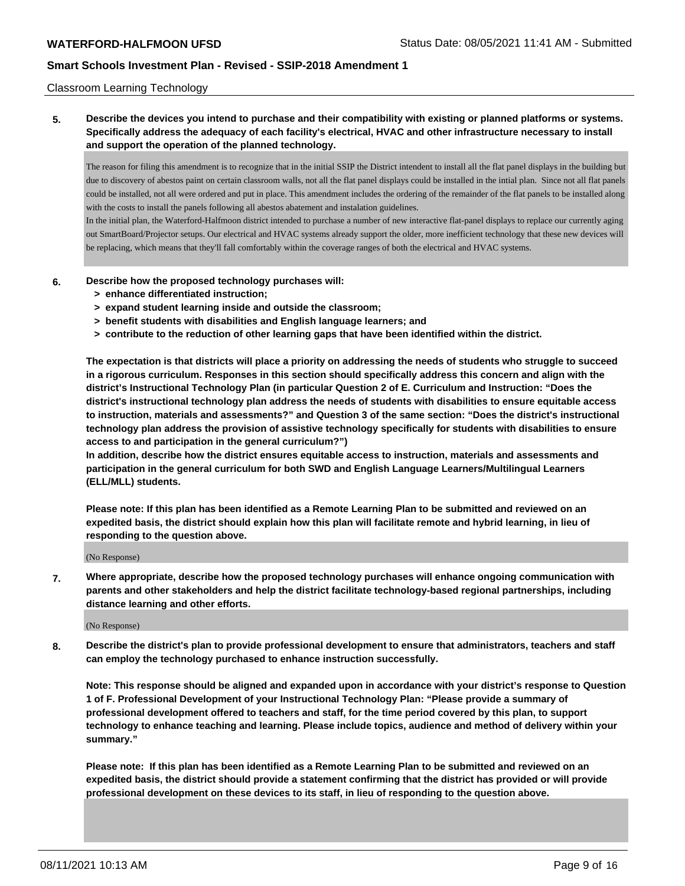Classroom Learning Technology

**5. Describe the devices you intend to purchase and their compatibility with existing or planned platforms or systems. Specifically address the adequacy of each facility's electrical, HVAC and other infrastructure necessary to install and support the operation of the planned technology.**

The reason for filing this amendment is to recognize that in the initial SSIP the District intendent to install all the flat panel displays in the building but due to discovery of abestos paint on certain classroom walls, not all the flat panel displays could be installed in the intial plan. Since not all flat panels could be installed, not all were ordered and put in place. This amendment includes the ordering of the remainder of the flat panels to be installed along with the costs to install the panels following all abestos abatement and instalation guidelines.

In the initial plan, the Waterford-Halfmoon district intended to purchase a number of new interactive flat-panel displays to replace our currently aging out SmartBoard/Projector setups. Our electrical and HVAC systems already support the older, more inefficient technology that these new devices will be replacing, which means that they'll fall comfortably within the coverage ranges of both the electrical and HVAC systems.

**6. Describe how the proposed technology purchases will:**

**> enhance differentiated instruction;**
**> expand student learning inside and outside the classroom;**
**> benefit students with disabilities and English language learners; and**
**> contribute to the reduction of other learning gaps that have been identified within the district.**

**The expectation is that districts will place a priority on addressing the needs of students who struggle to succeed in a rigorous curriculum. Responses in this section should specifically address this concern and align with the district's Instructional Technology Plan (in particular Question 2 of E. Curriculum and Instruction: "Does the district's instructional technology plan address the needs of students with disabilities to ensure equitable access to instruction, materials and assessments?" and Question 3 of the same section: "Does the district's instructional technology plan address the provision of assistive technology specifically for students with disabilities to ensure access to and participation in the general curriculum?")**

**In addition, describe how the district ensures equitable access to instruction, materials and assessments and participation in the general curriculum for both SWD and English Language Learners/Multilingual Learners (ELL/MLL) students.**

**Please note: If this plan has been identified as a Remote Learning Plan to be submitted and reviewed on an expedited basis, the district should explain how this plan will facilitate remote and hybrid learning, in lieu of responding to the question above.**

(No Response)

**7. Where appropriate, describe how the proposed technology purchases will enhance ongoing communication with parents and other stakeholders and help the district facilitate technology-based regional partnerships, including distance learning and other efforts.**

(No Response)

**8. Describe the district's plan to provide professional development to ensure that administrators, teachers and staff can employ the technology purchased to enhance instruction successfully.**

**Note: This response should be aligned and expanded upon in accordance with your district's response to Question 1 of F. Professional Development of your Instructional Technology Plan: "Please provide a summary of professional development offered to teachers and staff, for the time period covered by this plan, to support technology to enhance teaching and learning. Please include topics, audience and method of delivery within your summary."**

**Please note: If this plan has been identified as a Remote Learning Plan to be submitted and reviewed on an expedited basis, the district should provide a statement confirming that the district has provided or will provide professional development on these devices to its staff, in lieu of responding to the question above.**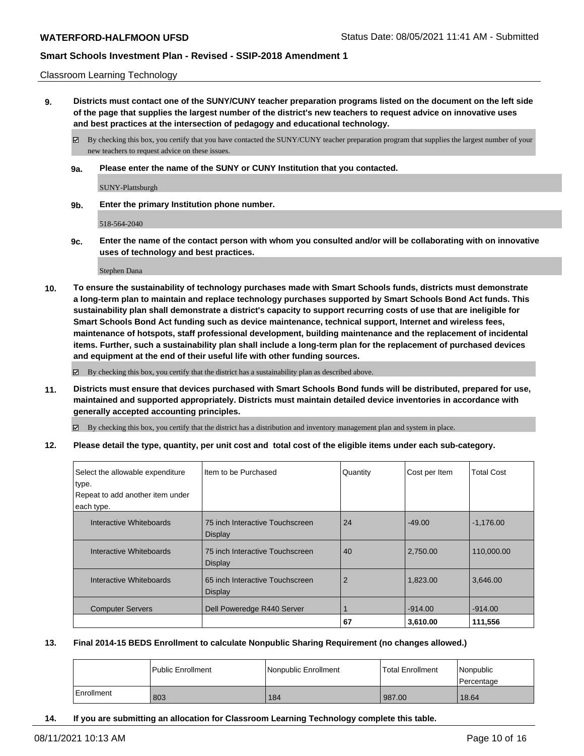Classroom Learning Technology

**9. Districts must contact one of the SUNY/CUNY teacher preparation programs listed on the document on the left side of the page that supplies the largest number of the district's new teachers to request advice on innovative uses and best practices at the intersection of pedagogy and educational technology.**

☑ By checking this box, you certify that you have contacted the SUNY/CUNY teacher preparation program that supplies the largest number of your new teachers to request advice on these issues.

**9a. Please enter the name of the SUNY or CUNY Institution that you contacted.**

SUNY-Plattsburgh

**9b. Enter the primary Institution phone number.**

518-564-2040

**9c. Enter the name of the contact person with whom you consulted and/or will be collaborating with on innovative uses of technology and best practices.**

Stephen Dana

**10. To ensure the sustainability of technology purchases made with Smart Schools funds, districts must demonstrate a long-term plan to maintain and replace technology purchases supported by Smart Schools Bond Act funds. This sustainability plan shall demonstrate a district's capacity to support recurring costs of use that are ineligible for Smart Schools Bond Act funding such as device maintenance, technical support, Internet and wireless fees, maintenance of hotspots, staff professional development, building maintenance and the replacement of incidental items. Further, such a sustainability plan shall include a long-term plan for the replacement of purchased devices and equipment at the end of their useful life with other funding sources.**

☑ By checking this box, you certify that the district has a sustainability plan as described above.

**11. Districts must ensure that devices purchased with Smart Schools Bond funds will be distributed, prepared for use, maintained and supported appropriately. Districts must maintain detailed device inventories in accordance with generally accepted accounting principles.**

☑ By checking this box, you certify that the district has a distribution and inventory management plan and system in place.

**12. Please detail the type, quantity, per unit cost and total cost of the eligible items under each sub-category.**

| Select the allowable expenditure type. Repeat to add another item under each type. | Item to be Purchased | Quantity | Cost per Item | Total Cost |
|---|---|---|---|---|
| Interactive Whiteboards | 75 inch Interactive Touchscreen Display | 24 | -49.00 | -1,176.00 |
| Interactive Whiteboards | 75 inch Interactive Touchscreen Display | 40 | 2,750.00 | 110,000.00 |
| Interactive Whiteboards | 65 inch Interactive Touchscreen Display | 2 | 1,823.00 | 3,646.00 |
| Computer Servers | Dell Poweredge R440 Server | 1 | -914.00 | -914.00 |
| | | **67** | **3,610.00** | **111,556** |

**13. Final 2014-15 BEDS Enrollment to calculate Nonpublic Sharing Requirement (no changes allowed.)**

| | Public Enrollment | Nonpublic Enrollment | Total Enrollment | Nonpublic Percentage |
|---|---|---|---|---|
| Enrollment | 803 | 184 | 987.00 | 18.64 |

**14. If you are submitting an allocation for Classroom Learning Technology complete this table.**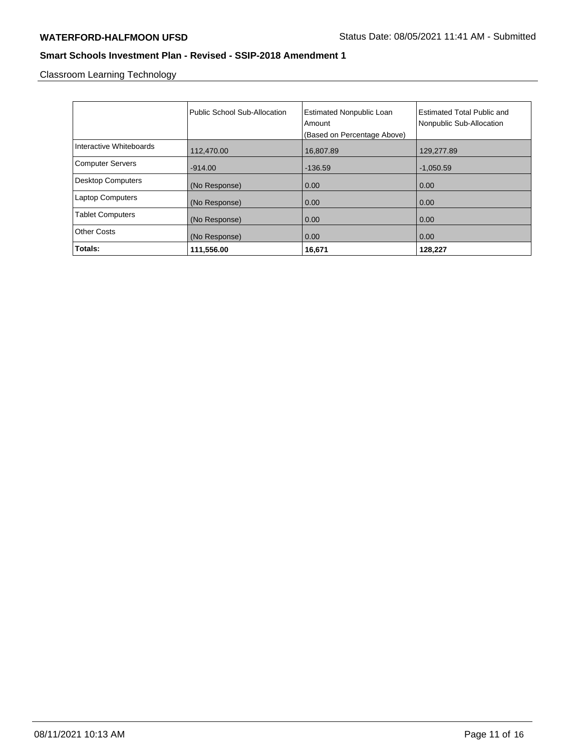Classroom Learning Technology

| | Public School Sub-Allocation | Estimated Nonpublic Loan Amount (Based on Percentage Above) | Estimated Total Public and Nonpublic Sub-Allocation |
|---|---|---|---|
| Interactive Whiteboards | 112,470.00 | 16,807.89 | 129,277.89 |
| Computer Servers | -914.00 | -136.59 | -1,050.59 |
| Desktop Computers | (No Response) | 0.00 | 0.00 |
| Laptop Computers | (No Response) | 0.00 | 0.00 |
| Tablet Computers | (No Response) | 0.00 | 0.00 |
| Other Costs | (No Response) | 0.00 | 0.00 |
| **Totals:** | **111,556.00** | **16,671** | **128,227** |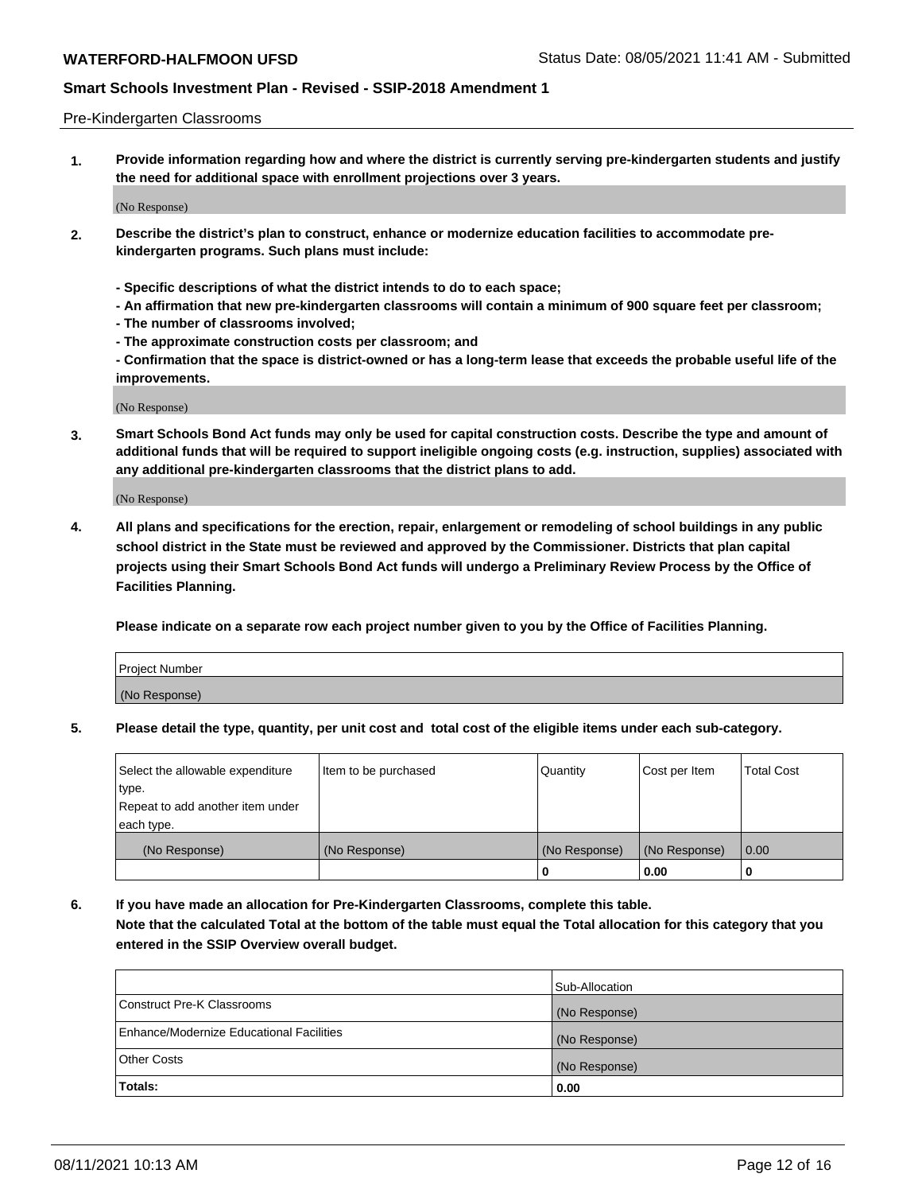Pre-Kindergarten Classrooms

**1. Provide information regarding how and where the district is currently serving pre-kindergarten students and justify the need for additional space with enrollment projections over 3 years.**

(No Response)

**2. Describe the district's plan to construct, enhance or modernize education facilities to accommodate pre-kindergarten programs. Such plans must include:**

**- Specific descriptions of what the district intends to do to each space;**
**- An affirmation that new pre-kindergarten classrooms will contain a minimum of 900 square feet per classroom;**
**- The number of classrooms involved;**
**- The approximate construction costs per classroom; and**
**- Confirmation that the space is district-owned or has a long-term lease that exceeds the probable useful life of the improvements.**

(No Response)

**3. Smart Schools Bond Act funds may only be used for capital construction costs. Describe the type and amount of additional funds that will be required to support ineligible ongoing costs (e.g. instruction, supplies) associated with any additional pre-kindergarten classrooms that the district plans to add.**

(No Response)

**4. All plans and specifications for the erection, repair, enlargement or remodeling of school buildings in any public school district in the State must be reviewed and approved by the Commissioner. Districts that plan capital projects using their Smart Schools Bond Act funds will undergo a Preliminary Review Process by the Office of Facilities Planning.**

**Please indicate on a separate row each project number given to you by the Office of Facilities Planning.**

| Project Number |
|---|
| (No Response) |

**5. Please detail the type, quantity, per unit cost and total cost of the eligible items under each sub-category.**

| Select the allowable expenditure type. Repeat to add another item under each type. | Item to be purchased | Quantity | Cost per Item | Total Cost |
|---|---|---|---|---|
| (No Response) | (No Response) | (No Response) | (No Response) | 0.00 |
| | | 0 | 0.00 | 0 |

**6. If you have made an allocation for Pre-Kindergarten Classrooms, complete this table.**
**Note that the calculated Total at the bottom of the table must equal the Total allocation for this category that you entered in the SSIP Overview overall budget.**

| | Sub-Allocation |
|---|---|
| Construct Pre-K Classrooms | (No Response) |
| Enhance/Modernize Educational Facilities | (No Response) |
| Other Costs | (No Response) |
| **Totals:** | 0.00 |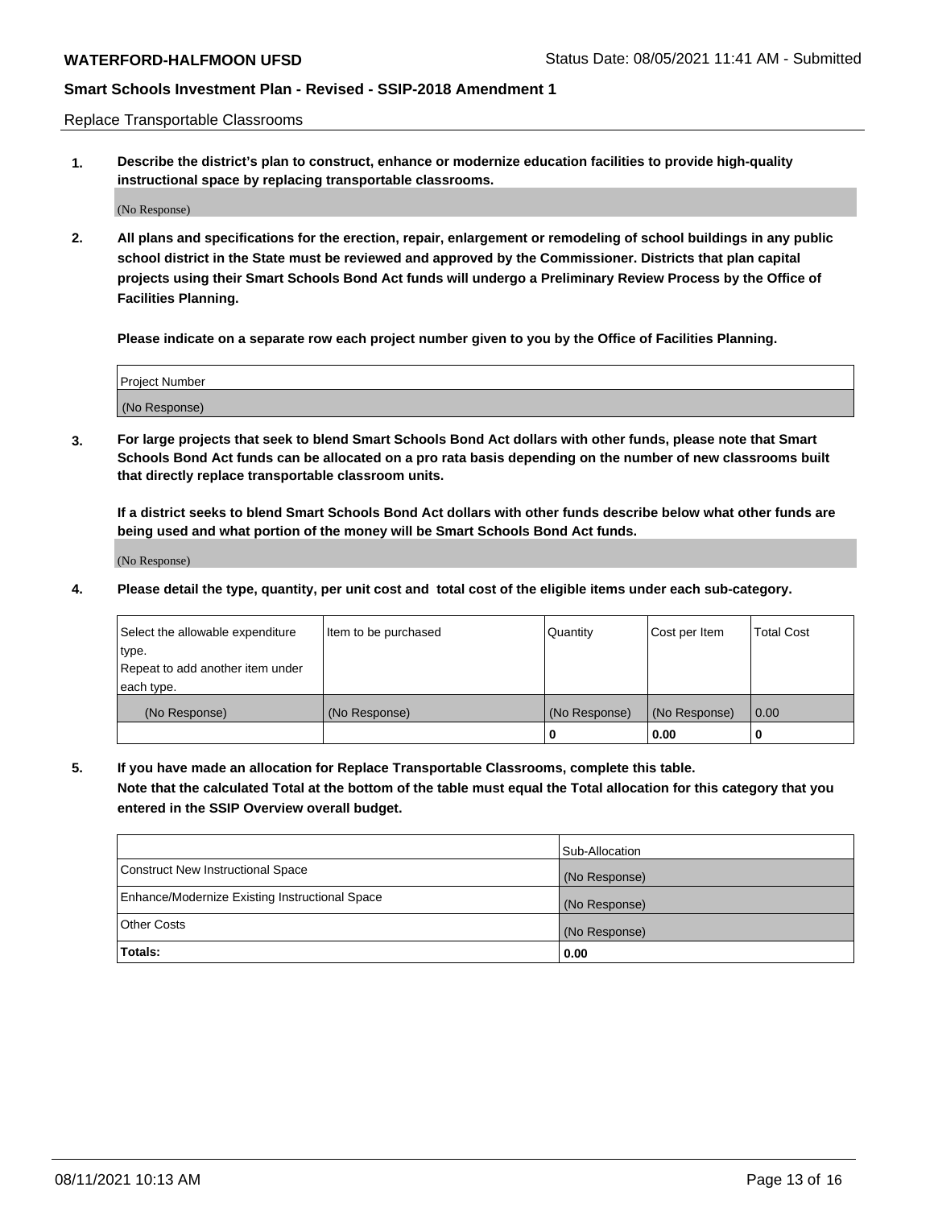Replace Transportable Classrooms

1. **Describe the district's plan to construct, enhance or modernize education facilities to provide high-quality instructional space by replacing transportable classrooms.**

(No Response)

2. **All plans and specifications for the erection, repair, enlargement or remodeling of school buildings in any public school district in the State must be reviewed and approved by the Commissioner. Districts that plan capital projects using their Smart Schools Bond Act funds will undergo a Preliminary Review Process by the Office of Facilities Planning.**

**Please indicate on a separate row each project number given to you by the Office of Facilities Planning.**

| Project Number |
| --- |
| (No Response) |

3. **For large projects that seek to blend Smart Schools Bond Act dollars with other funds, please note that Smart Schools Bond Act funds can be allocated on a pro rata basis depending on the number of new classrooms built that directly replace transportable classroom units.**

**If a district seeks to blend Smart Schools Bond Act dollars with other funds describe below what other funds are being used and what portion of the money will be Smart Schools Bond Act funds.**

(No Response)

4. **Please detail the type, quantity, per unit cost and total cost of the eligible items under each sub-category.**

| Select the allowable expenditure type. Repeat to add another item under each type. | Item to be purchased | Quantity | Cost per Item | Total Cost |
| --- | --- | --- | --- | --- |
| (No Response) | (No Response) | (No Response) | (No Response) | 0.00 |
| | | 0 | 0.00 | 0 |

5. **If you have made an allocation for Replace Transportable Classrooms, complete this table. Note that the calculated Total at the bottom of the table must equal the Total allocation for this category that you entered in the SSIP Overview overall budget.**

| | Sub-Allocation |
| --- | --- |
| Construct New Instructional Space | (No Response) |
| Enhance/Modernize Existing Instructional Space | (No Response) |
| Other Costs | (No Response) |
| **Totals:** | **0.00** |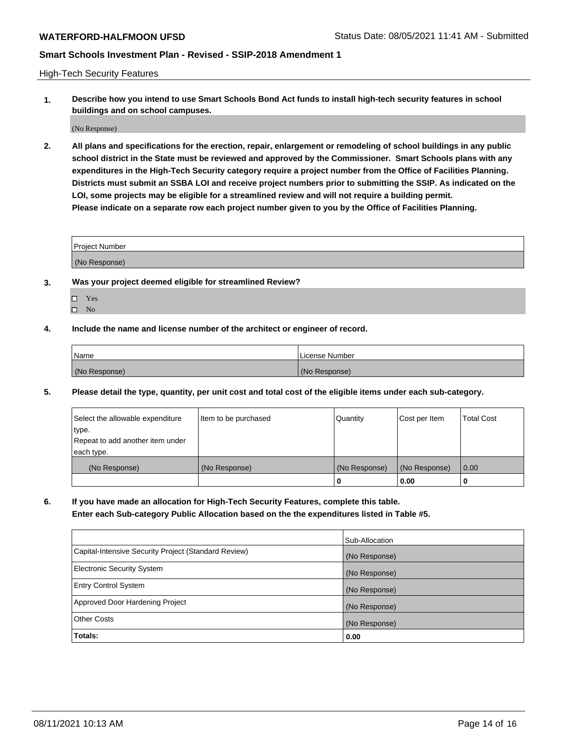High-Tech Security Features

**1. Describe how you intend to use Smart Schools Bond Act funds to install high-tech security features in school buildings and on school campuses.**

(No Response)

**2. All plans and specifications for the erection, repair, enlargement or remodeling of school buildings in any public school district in the State must be reviewed and approved by the Commissioner. Smart Schools plans with any expenditures in the High-Tech Security category require a project number from the Office of Facilities Planning. Districts must submit an SSBA LOI and receive project numbers prior to submitting the SSIP. As indicated on the LOI, some projects may be eligible for a streamlined review and will not require a building permit.**
**Please indicate on a separate row each project number given to you by the Office of Facilities Planning.**

| Project Number |
|---|
| (No Response) |

**3. Was your project deemed eligible for streamlined Review?**

- ☐ Yes
- ☐ No

**4. Include the name and license number of the architect or engineer of record.**

| Name | License Number |
|---|---|
| (No Response) | (No Response) |

**5. Please detail the type, quantity, per unit cost and total cost of the eligible items under each sub-category.**

| Select the allowable expenditure type. Repeat to add another item under each type. | Item to be purchased | Quantity | Cost per Item | Total Cost |
|---|---|---|---|---|
| (No Response) | (No Response) | (No Response) | (No Response) | 0.00 |
| | | 0 | 0.00 | 0 |

**6. If you have made an allocation for High-Tech Security Features, complete this table.**
**Enter each Sub-category Public Allocation based on the the expenditures listed in Table #5.**

| | Sub-Allocation |
|---|---|
| Capital-Intensive Security Project (Standard Review) | (No Response) |
| Electronic Security System | (No Response) |
| Entry Control System | (No Response) |
| Approved Door Hardening Project | (No Response) |
| Other Costs | (No Response) |
| **Totals:** | **0.00** |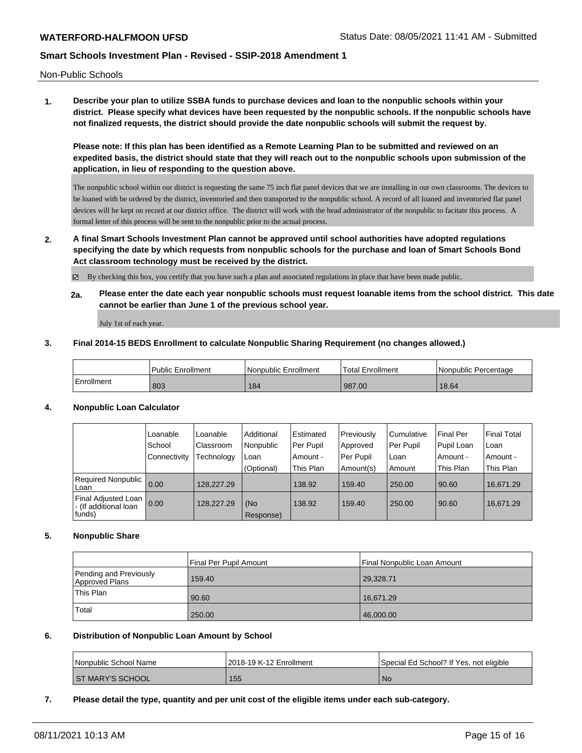Non-Public Schools

**1. Describe your plan to utilize SSBA funds to purchase devices and loan to the nonpublic schools within your district. Please specify what devices have been requested by the nonpublic schools. If the nonpublic schools have not finalized requests, the district should provide the date nonpublic schools will submit the request by.**

**Please note: If this plan has been identified as a Remote Learning Plan to be submitted and reviewed on an expedited basis, the district should state that they will reach out to the nonpublic schools upon submission of the application, in lieu of responding to the question above.**

The nonpublic school within our district is requesting the same 75 inch flat panel devices that we are installing in our own classrooms. The devices to be loaned with be ordered by the district, inventoried and then transported to the nonpublic school. A record of all loaned and inventoried flat panel devices will be kept on record at our district office. The district will work with the head administrator of the nonpublic to facitate this process. A formal letter of this process will be sent to the nonpublic prior to the actual process.

**2. A final Smart Schools Investment Plan cannot be approved until school authorities have adopted regulations specifying the date by which requests from nonpublic schools for the purchase and loan of Smart Schools Bond Act classroom technology must be received by the district.**

☑ By checking this box, you certify that you have such a plan and associated regulations in place that have been made public.

**2a. Please enter the date each year nonpublic schools must request loanable items from the school district. This date cannot be earlier than June 1 of the previous school year.**

July 1st of each year.

**3. Final 2014-15 BEDS Enrollment to calculate Nonpublic Sharing Requirement (no changes allowed.)**

| | Public Enrollment | Nonpublic Enrollment | Total Enrollment | Nonpublic Percentage |
|---|---|---|---|---|
| Enrollment | 803 | 184 | 987.00 | 18.64 |

**4. Nonpublic Loan Calculator**

| | Loanable School Connectivity | Loanable Classroom Technology | Additional Nonpublic Loan (Optional) | Estimated Per Pupil Amount - This Plan | Previously Approved Per Pupil Amount(s) | Cumulative Per Pupil Loan Amount | Final Per Pupil Loan Amount - This Plan | Final Total Loan Amount - This Plan |
|---|---|---|---|---|---|---|---|---|
| Required Nonpublic Loan | 0.00 | 128,227.29 | | 138.92 | 159.40 | 250.00 | 90.60 | 16,671.29 |
| Final Adjusted Loan - (If additional loan funds) | 0.00 | 128,227.29 | (No Response) | 138.92 | 159.40 | 250.00 | 90.60 | 16,671.29 |

**5. Nonpublic Share**

| | Final Per Pupil Amount | Final Nonpublic Loan Amount |
|---|---|---|
| Pending and Previously Approved Plans | 159.40 | 29,328.71 |
| This Plan | 90.60 | 16,671.29 |
| Total | 250.00 | 46,000.00 |

**6. Distribution of Nonpublic Loan Amount by School**

| Nonpublic School Name | 2018-19 K-12 Enrollment | Special Ed School? If Yes, not eligible |
|---|---|---|
| ST MARY'S SCHOOL | 155 | No |

**7. Please detail the type, quantity and per unit cost of the eligible items under each sub-category.**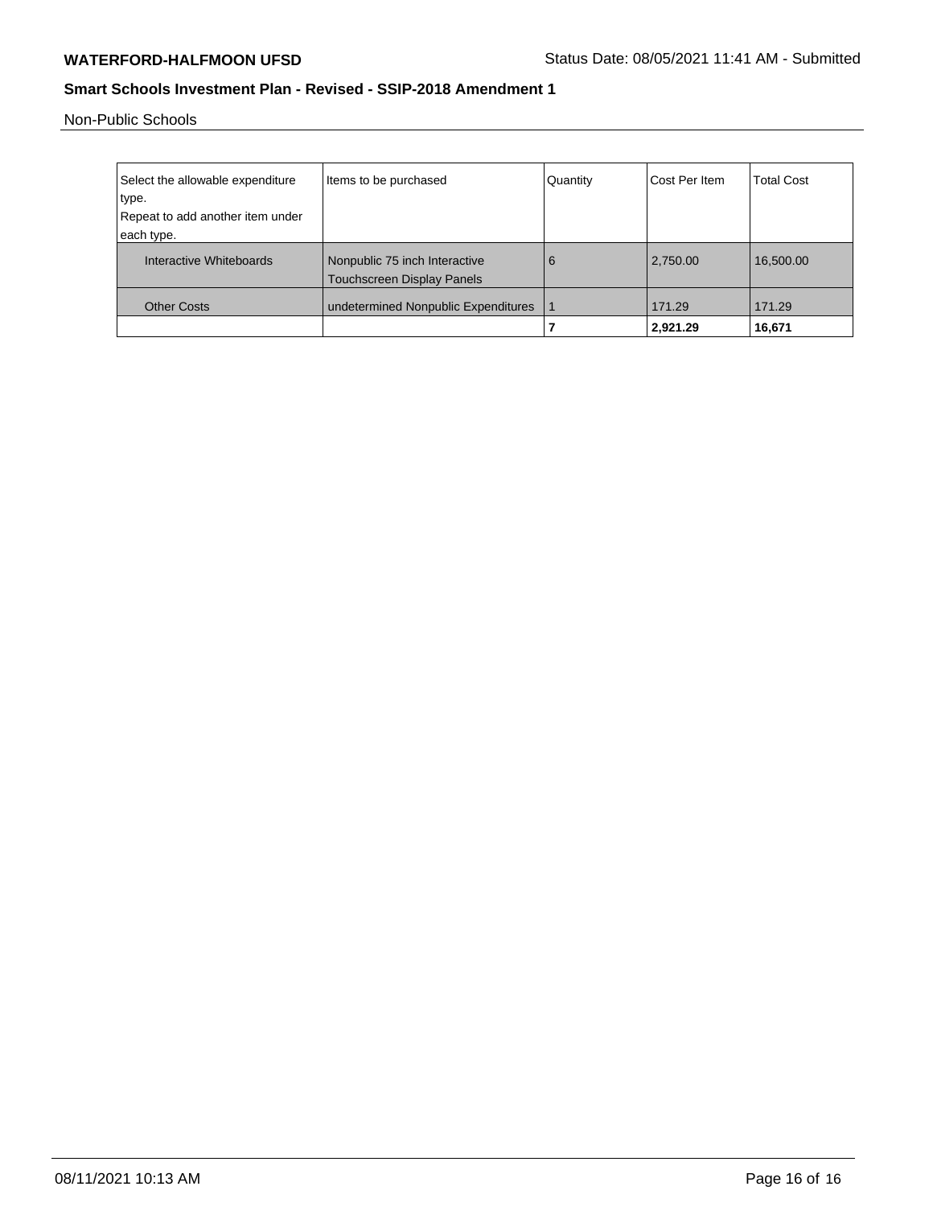Non-Public Schools

| Select the allowable expenditure type.<br>Repeat to add another item under each type. | Items to be purchased | Quantity | Cost Per Item | Total Cost |
|---|---|---|---|---|
| Interactive Whiteboards | Nonpublic 75 inch Interactive Touchscreen Display Panels | 6 | 2,750.00 | 16,500.00 |
| Other Costs | undetermined Nonpublic Expenditures | 1 | 171.29 | 171.29 |
| | | **7** | **2,921.29** | **16,671** |